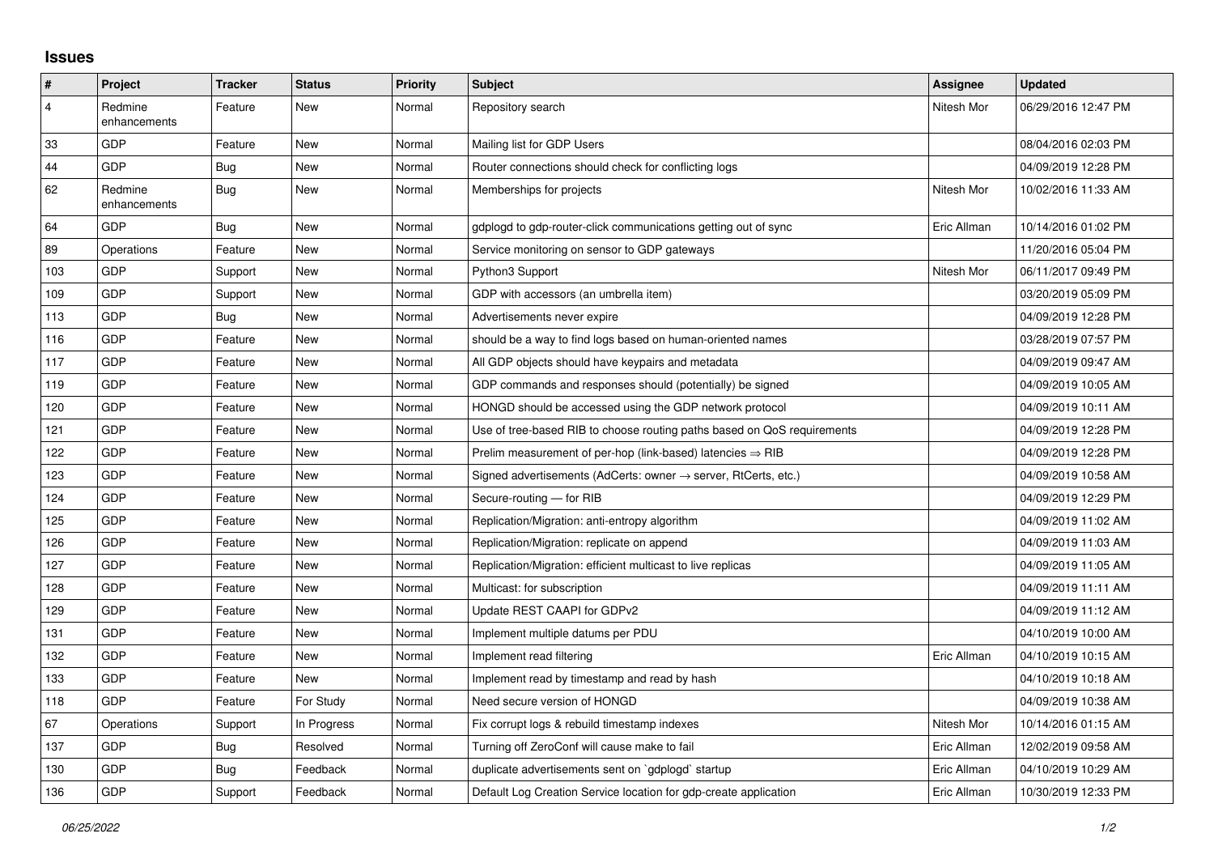## Issues

| # | Project | Tracker | Status | Priority | Subject | Assignee | Updated |
|---|---|---|---|---|---|---|---|
| 4 | Redmine enhancements | Feature | New | Normal | Repository search | Nitesh Mor | 06/29/2016 12:47 PM |
| 33 | GDP | Feature | New | Normal | Mailing list for GDP Users | | 08/04/2016 02:03 PM |
| 44 | GDP | Bug | New | Normal | Router connections should check for conflicting logs | | 04/09/2019 12:28 PM |
| 62 | Redmine enhancements | Bug | New | Normal | Memberships for projects | Nitesh Mor | 10/02/2016 11:33 AM |
| 64 | GDP | Bug | New | Normal | gdplogd to gdp-router-click communications getting out of sync | Eric Allman | 10/14/2016 01:02 PM |
| 89 | Operations | Feature | New | Normal | Service monitoring on sensor to GDP gateways | | 11/20/2016 05:04 PM |
| 103 | GDP | Support | New | Normal | Python3 Support | Nitesh Mor | 06/11/2017 09:49 PM |
| 109 | GDP | Support | New | Normal | GDP with accessors (an umbrella item) | | 03/20/2019 05:09 PM |
| 113 | GDP | Bug | New | Normal | Advertisements never expire | | 04/09/2019 12:28 PM |
| 116 | GDP | Feature | New | Normal | should be a way to find logs based on human-oriented names | | 03/28/2019 07:57 PM |
| 117 | GDP | Feature | New | Normal | All GDP objects should have keypairs and metadata | | 04/09/2019 09:47 AM |
| 119 | GDP | Feature | New | Normal | GDP commands and responses should (potentially) be signed | | 04/09/2019 10:05 AM |
| 120 | GDP | Feature | New | Normal | HONGD should be accessed using the GDP network protocol | | 04/09/2019 10:11 AM |
| 121 | GDP | Feature | New | Normal | Use of tree-based RIB to choose routing paths based on QoS requirements | | 04/09/2019 12:28 PM |
| 122 | GDP | Feature | New | Normal | Prelim measurement of per-hop (link-based) latencies ⇒ RIB | | 04/09/2019 12:28 PM |
| 123 | GDP | Feature | New | Normal | Signed advertisements (AdCerts: owner → server, RtCerts, etc.) | | 04/09/2019 10:58 AM |
| 124 | GDP | Feature | New | Normal | Secure-routing — for RIB | | 04/09/2019 12:29 PM |
| 125 | GDP | Feature | New | Normal | Replication/Migration: anti-entropy algorithm | | 04/09/2019 11:02 AM |
| 126 | GDP | Feature | New | Normal | Replication/Migration: replicate on append | | 04/09/2019 11:03 AM |
| 127 | GDP | Feature | New | Normal | Replication/Migration: efficient multicast to live replicas | | 04/09/2019 11:05 AM |
| 128 | GDP | Feature | New | Normal | Multicast: for subscription | | 04/09/2019 11:11 AM |
| 129 | GDP | Feature | New | Normal | Update REST CAAPI for GDPv2 | | 04/09/2019 11:12 AM |
| 131 | GDP | Feature | New | Normal | Implement multiple datums per PDU | | 04/10/2019 10:00 AM |
| 132 | GDP | Feature | New | Normal | Implement read filtering | Eric Allman | 04/10/2019 10:15 AM |
| 133 | GDP | Feature | New | Normal | Implement read by timestamp and read by hash | | 04/10/2019 10:18 AM |
| 118 | GDP | Feature | For Study | Normal | Need secure version of HONGD | | 04/09/2019 10:38 AM |
| 67 | Operations | Support | In Progress | Normal | Fix corrupt logs & rebuild timestamp indexes | Nitesh Mor | 10/14/2016 01:15 AM |
| 137 | GDP | Bug | Resolved | Normal | Turning off ZeroConf will cause make to fail | Eric Allman | 12/02/2019 09:58 AM |
| 130 | GDP | Bug | Feedback | Normal | duplicate advertisements sent on `gdplogd` startup | Eric Allman | 04/10/2019 10:29 AM |
| 136 | GDP | Support | Feedback | Normal | Default Log Creation Service location for gdp-create application | Eric Allman | 10/30/2019 12:33 PM |

*06/25/2022*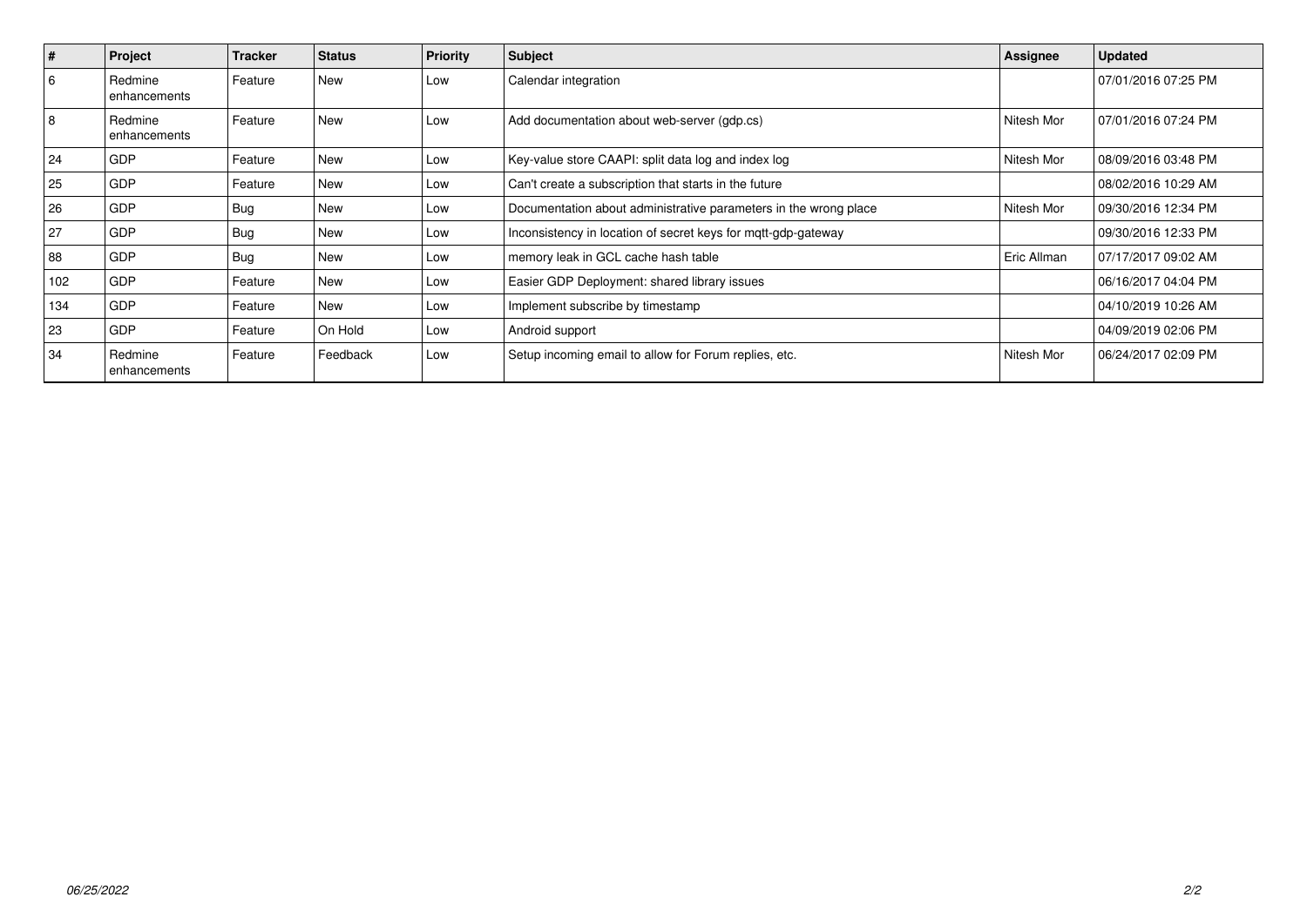| # | Project | Tracker | Status | Priority | Subject | Assignee | Updated |
|---|---|---|---|---|---|---|---|
| 6 | Redmine enhancements | Feature | New | Low | Calendar integration | | 07/01/2016 07:25 PM |
| 8 | Redmine enhancements | Feature | New | Low | Add documentation about web-server (gdp.cs) | Nitesh Mor | 07/01/2016 07:24 PM |
| 24 | GDP | Feature | New | Low | Key-value store CAAPI: split data log and index log | Nitesh Mor | 08/09/2016 03:48 PM |
| 25 | GDP | Feature | New | Low | Can't create a subscription that starts in the future | | 08/02/2016 10:29 AM |
| 26 | GDP | Bug | New | Low | Documentation about administrative parameters in the wrong place | Nitesh Mor | 09/30/2016 12:34 PM |
| 27 | GDP | Bug | New | Low | Inconsistency in location of secret keys for mqtt-gdp-gateway | | 09/30/2016 12:33 PM |
| 88 | GDP | Bug | New | Low | memory leak in GCL cache hash table | Eric Allman | 07/17/2017 09:02 AM |
| 102 | GDP | Feature | New | Low | Easier GDP Deployment: shared library issues | | 06/16/2017 04:04 PM |
| 134 | GDP | Feature | New | Low | Implement subscribe by timestamp | | 04/10/2019 10:26 AM |
| 23 | GDP | Feature | On Hold | Low | Android support | | 04/09/2019 02:06 PM |
| 34 | Redmine enhancements | Feature | Feedback | Low | Setup incoming email to allow for Forum replies, etc. | Nitesh Mor | 06/24/2017 02:09 PM |